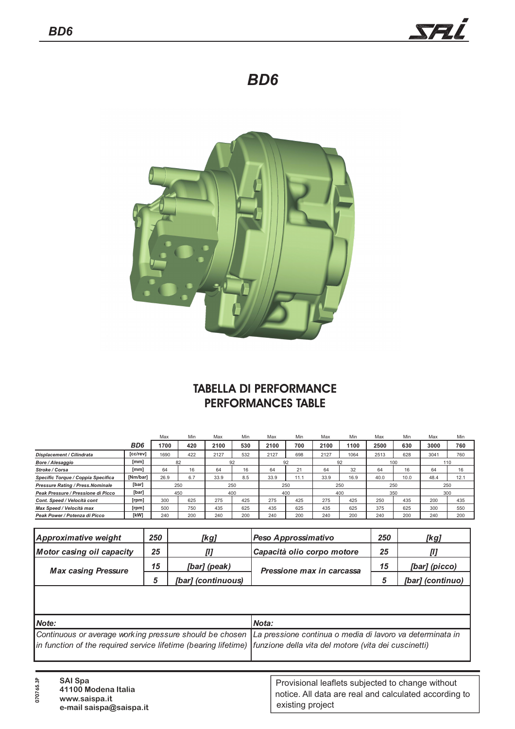# BD6

## TABELLA DI PERFORMANCE
## PERFORMANCES TABLE

| | | Max | Min | Max | Min | Max | Min | Max | Min | Max | Min | Max | Min |
|---|---|---|---|---|---|---|---|---|---|---|---|---|---|
| | **BD6** | **1700** | **420** | **2100** | **530** | **2100** | **700** | **2100** | **1100** | **2500** | **630** | **3000** | **760** |
| *Displacement / Cilindrata* | [cc/rev] | 1690 | 422 | 2127 | 532 | 2127 | 698 | 2127 | 1064 | 2513 | 628 | 3041 | 760 |
| *Bore / Alesaggio* | [mm] | 82 | | 92 | | 92 | | 92 | | 100 | | 110 | |
| *Stroke / Corsa* | [mm] | 64 | 16 | 64 | 16 | 64 | 21 | 64 | 32 | 64 | 16 | 64 | 16 |
| *Specific Torque / Coppia Specifica* | [Nm/bar] | 26.9 | 6.7 | 33.9 | 8.5 | 33.9 | 11.1 | 33.9 | 16.9 | 40.0 | 10.0 | 48.4 | 12.1 |
| *Pressure Rating / Press.Nominale* | [bar] | 250 | | 250 | | 250 | | 250 | | 250 | | 250 | |
| *Peak Pressure / Pressione di Picco* | [bar] | 450 | | 400 | | 400 | | 400 | | 350 | | 300 | |
| *Cont. Speed / Velocità cont* | [rpm] | 300 | 625 | 275 | 425 | 275 | 425 | 275 | 425 | 250 | 435 | 200 | 435 |
| *Max Speed / Velocità max* | [rpm] | 500 | 750 | 435 | 625 | 435 | 625 | 435 | 625 | 375 | 625 | 300 | 550 |
| *Peak Power / Potenza di Picco* | [kW] | 240 | 200 | 240 | 200 | 240 | 200 | 240 | 200 | 240 | 200 | 240 | 200 |

| | | | | | |
|---|---|---|---|---|---|
| ***Approximative weight*** | ***250*** | ***[kg]*** | ***Peso Approssimativo*** | ***250*** | ***[kg]*** |
| ***Motor casing oil capacity*** | ***25*** | ***[l]*** | ***Capacità olio corpo motore*** | ***25*** | ***[l]*** |
| ***Max casing Pressure*** | ***15*** | ***[bar] (peak)*** | ***Pressione max in carcassa*** | ***15*** | ***[bar] (picco)*** |
| | ***5*** | ***[bar] (continuous)*** | | ***5*** | ***[bar] (continuo)*** |

| | |
|---|---|
| ***Note:*** | ***Nota:*** |
| *Continuous or average working pressure should be chosen in function of the required service lifetime (bearing lifetime)* | *La pressione continua o media di lavoro va determinata in funzione della vita del motore (vita dei cuscinetti)* |

070765.3P

**SAI Spa**
**41100 Modena Italia**
**www.saispa.it**
**e-mail saispa@saispa.it**

Provisional leaflets subjected to change without notice. All data are real and calculated according to existing project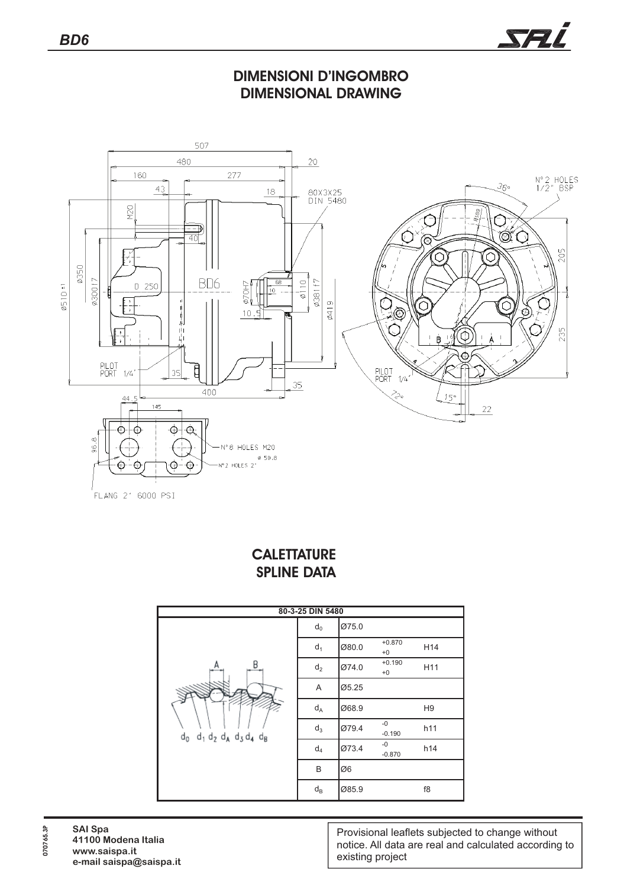# DIMENSIONI D'INGOMBRO
# DIMENSIONAL DRAWING

# CALETTATURE
# SPLINE DATA

| 80-3-25 DIN 5480 | | | |
|---|---|---|---|
| $d_0$ | Ø75.0 | | |
| $d_1$ | Ø80.0 | +0.870 / +0 | H14 |
| $d_2$ | Ø74.0 | +0.190 / +0 | H11 |
| A | Ø5.25 | | |
| $d_A$ | Ø68.9 | | H9 |
| $d_3$ | Ø79.4 | -0 / -0.190 | h11 |
| $d_4$ | Ø73.4 | -0 / -0.870 | h14 |
| B | Ø6 | | |
| $d_B$ | Ø85.9 | | f8 |

070765.3P

**SAI Spa**
**41100 Modena Italia**
**www.saispa.it**
**e-mail saispa@saispa.it**

Provisional leaflets subjected to change without notice. All data are real and calculated according to existing project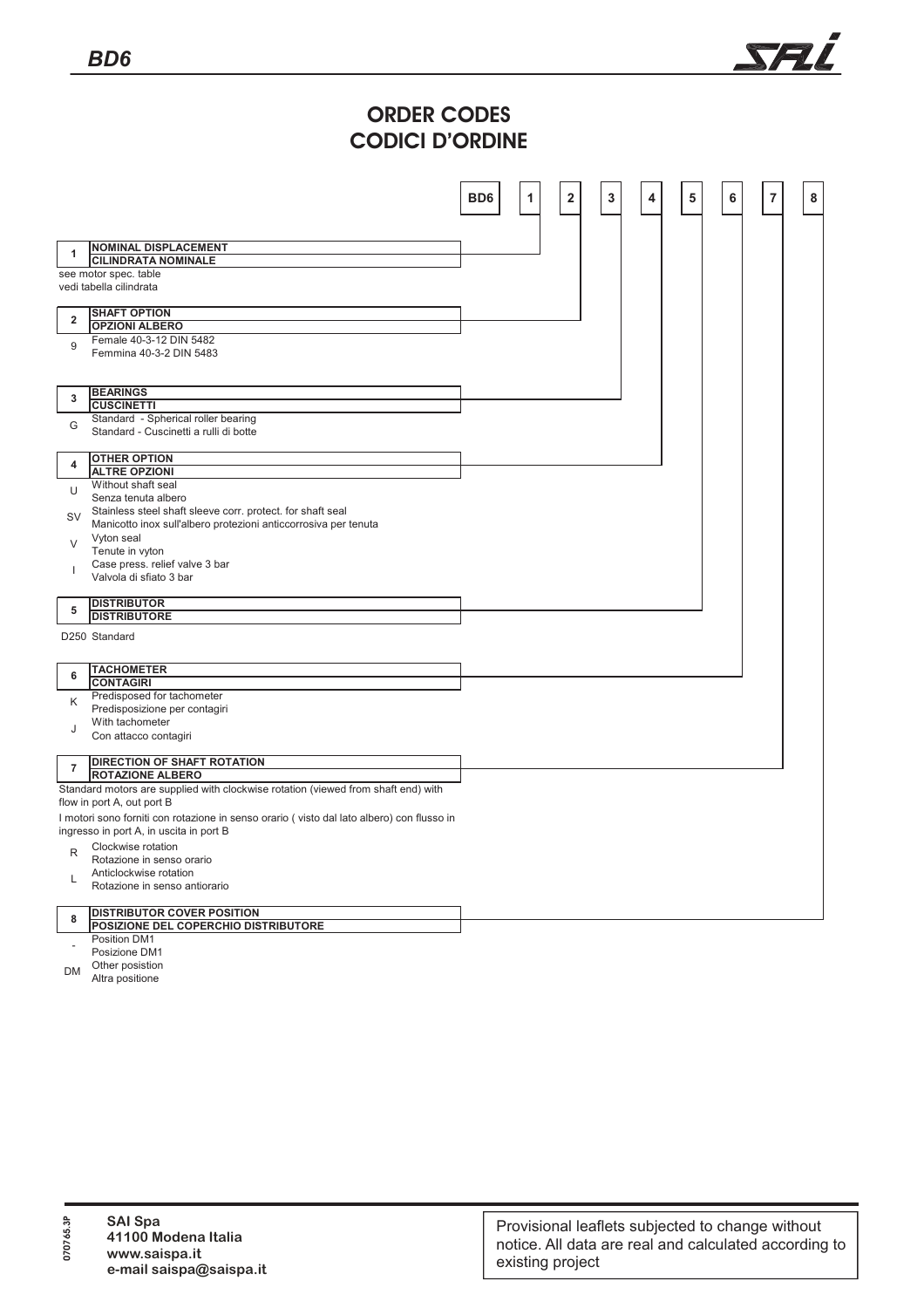# ORDER CODES
# CODICI D'ORDINE

| BD6 | 1 | 2 | 3 | 4 | 5 | 6 | 7 | 8 |
|---|---|---|---|---|---|---|---|---|

**1 NOMINAL DISPLACEMENT**
**CILINDRATA NOMINALE**

see motor spec. table
vedi tabella cilindrata

**2 SHAFT OPTION**
**OPZIONI ALBERO**

| | |
|---|---|
| 9 | Female 40-3-12 DIN 5482<br>Femmina 40-3-2 DIN 5483 |

**3 BEARINGS**
**CUSCINETTI**

| | |
|---|---|
| G | Standard - Spherical roller bearing<br>Standard - Cuscinetti a rulli di botte |

**4 OTHER OPTION**
**ALTRE OPZIONI**

| | |
|---|---|
| U | Without shaft seal<br>Senza tenuta albero |
| SV | Stainless steel shaft sleeve corr. protect. for shaft seal<br>Manicotto inox sull'albero protezioni anticcorrosiva per tenuta |
| V | Vyton seal<br>Tenute in vyton |
| I | Case press. relief valve 3 bar<br>Valvola di sfiato 3 bar |

**5 DISTRIBUTOR**
**DISTRIBUTORE**

D250 Standard

**6 TACHOMETER**
**CONTAGIRI**

| | |
|---|---|
| K | Predisposed for tachometer<br>Predisposizione per contagiri |
| J | With tachometer<br>Con attacco contagiri |

**7 DIRECTION OF SHAFT ROTATION**
**ROTAZIONE ALBERO**

Standard motors are supplied with clockwise rotation (viewed from shaft end) with flow in port A, out port B

I motori sono forniti con rotazione in senso orario ( visto dal lato albero) con flusso in ingresso in port A, in uscita in port B

| | |
|---|---|
| R | Clockwise rotation<br>Rotazione in senso orario |
| L | Anticlockwise rotation<br>Rotazione in senso antiorario |

**8 DISTRIBUTOR COVER POSITION**
**POSIZIONE DEL COPERCHIO DISTRIBUTORE**

| | |
|---|---|
| - | Position DM1<br>Posizione DM1 |
| DM | Other posistion<br>Altra positione |

**SAI Spa**
**41100 Modena Italia**
**www.saispa.it**
**e-mail saispa@saispa.it**

Provisional leaflets subjected to change without notice. All data are real and calculated according to existing project